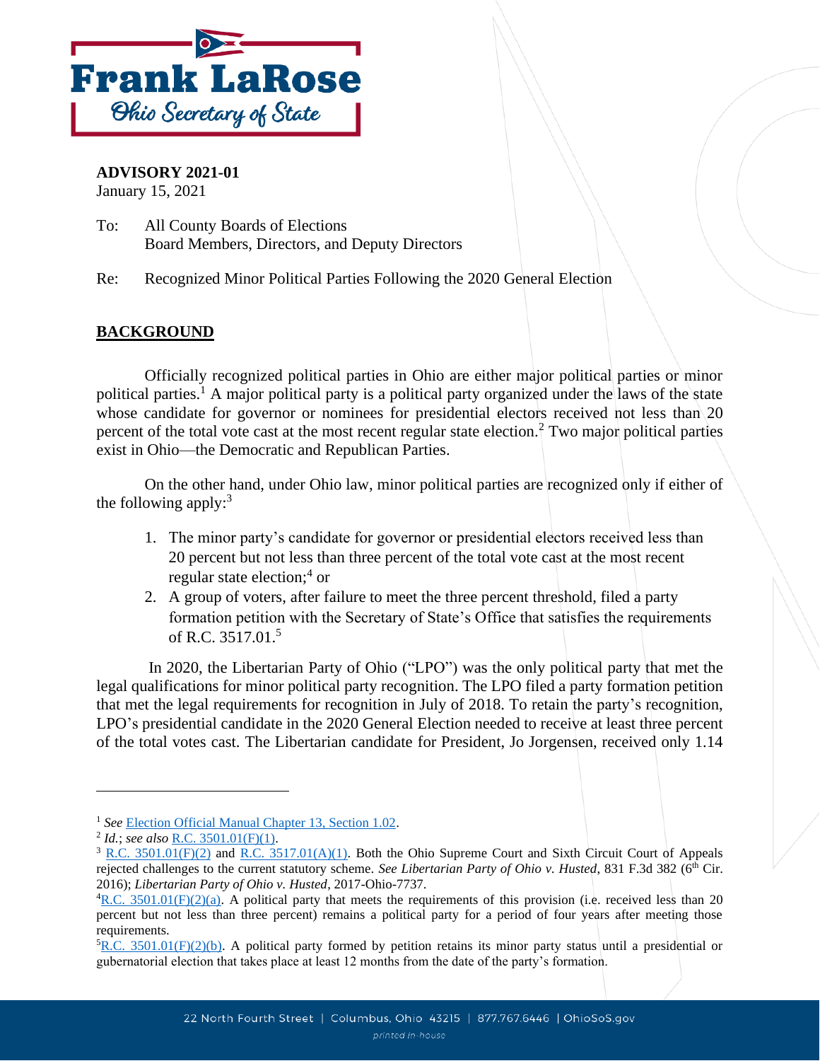**Frank LaRose**
*Ohio Secretary of State*

**ADVISORY 2021-01**
January 15, 2021

To: All County Boards of Elections
Board Members, Directors, and Deputy Directors

Re: Recognized Minor Political Parties Following the 2020 General Election

## BACKGROUND

Officially recognized political parties in Ohio are either major political parties or minor political parties.[1] A major political party is a political party organized under the laws of the state whose candidate for governor or nominees for presidential electors received not less than 20 percent of the total vote cast at the most recent regular state election.[2] Two major political parties exist in Ohio—the Democratic and Republican Parties.

On the other hand, under Ohio law, minor political parties are recognized only if either of the following apply:[3]

1. The minor party's candidate for governor or presidential electors received less than 20 percent but not less than three percent of the total vote cast at the most recent regular state election;[4] or
2. A group of voters, after failure to meet the three percent threshold, filed a party formation petition with the Secretary of State's Office that satisfies the requirements of R.C. 3517.01.[5]

In 2020, the Libertarian Party of Ohio ("LPO") was the only political party that met the legal qualifications for minor political party recognition. The LPO filed a party formation petition that met the legal requirements for recognition in July of 2018. To retain the party's recognition, LPO's presidential candidate in the 2020 General Election needed to receive at least three percent of the total votes cast. The Libertarian candidate for President, Jo Jorgensen, received only 1.14

---

[1] *See* Election Official Manual Chapter 13, Section 1.02.

[2] *Id.*; *see also* R.C. 3501.01(F)(1).

[3] R.C. 3501.01(F)(2) and R.C. 3517.01(A)(1). Both the Ohio Supreme Court and Sixth Circuit Court of Appeals rejected challenges to the current statutory scheme. *See Libertarian Party of Ohio v. Husted*, 831 F.3d 382 (6th Cir. 2016); *Libertarian Party of Ohio v. Husted*, 2017-Ohio-7737.

[4] R.C. 3501.01(F)(2)(a). A political party that meets the requirements of this provision (i.e. received less than 20 percent but not less than three percent) remains a political party for a period of four years after meeting those requirements.

[5] R.C. 3501.01(F)(2)(b). A political party formed by petition retains its minor party status until a presidential or gubernatorial election that takes place at least 12 months from the date of the party's formation.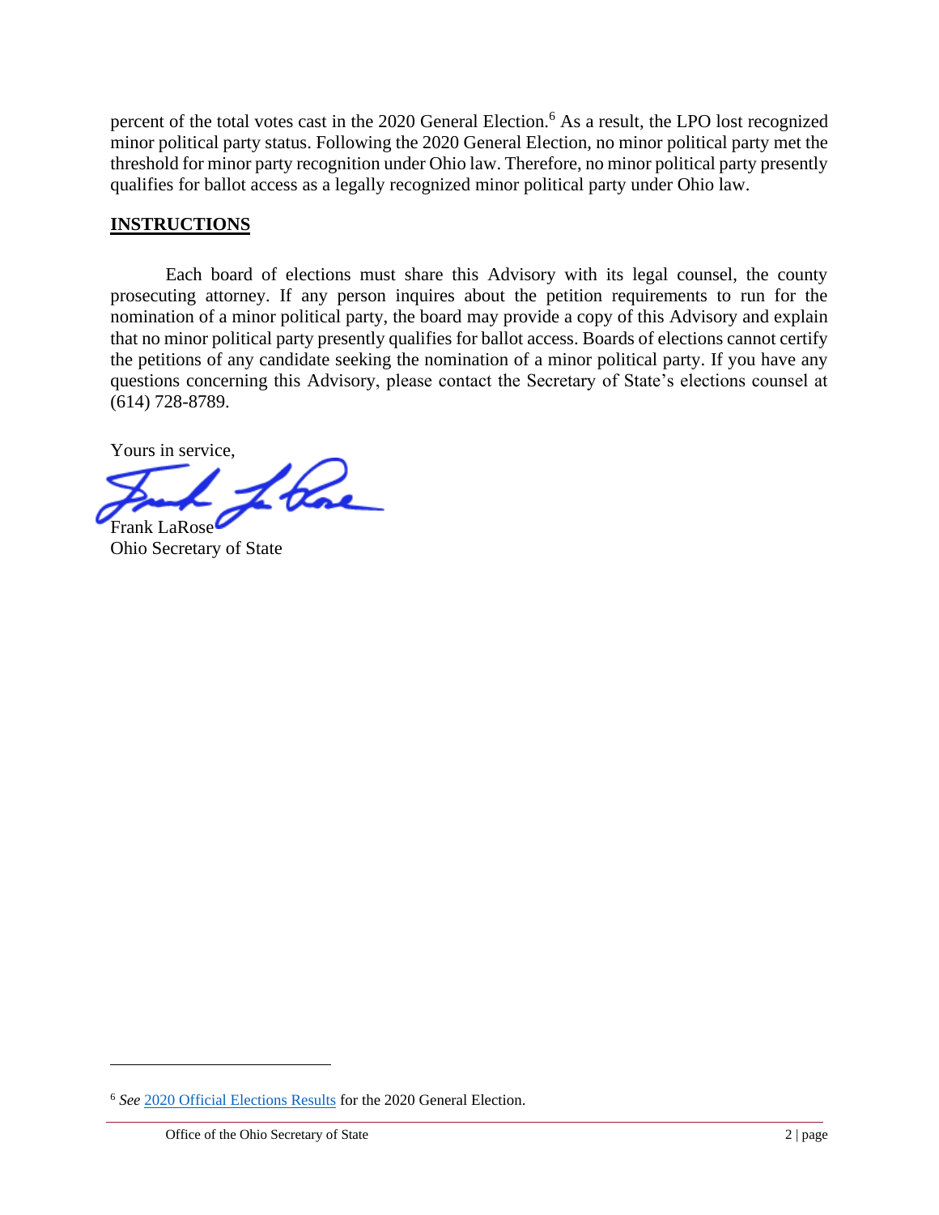percent of the total votes cast in the 2020 General Election.[6] As a result, the LPO lost recognized minor political party status. Following the 2020 General Election, no minor political party met the threshold for minor party recognition under Ohio law. Therefore, no minor political party presently qualifies for ballot access as a legally recognized minor political party under Ohio law.

## INSTRUCTIONS

Each board of elections must share this Advisory with its legal counsel, the county prosecuting attorney. If any person inquires about the petition requirements to run for the nomination of a minor political party, the board may provide a copy of this Advisory and explain that no minor political party presently qualifies for ballot access. Boards of elections cannot certify the petitions of any candidate seeking the nomination of a minor political party. If you have any questions concerning this Advisory, please contact the Secretary of State's elections counsel at (614) 728-8789.

Yours in service,

Frank LaRose
Ohio Secretary of State

---

[6] *See* 2020 Official Elections Results for the 2020 General Election.